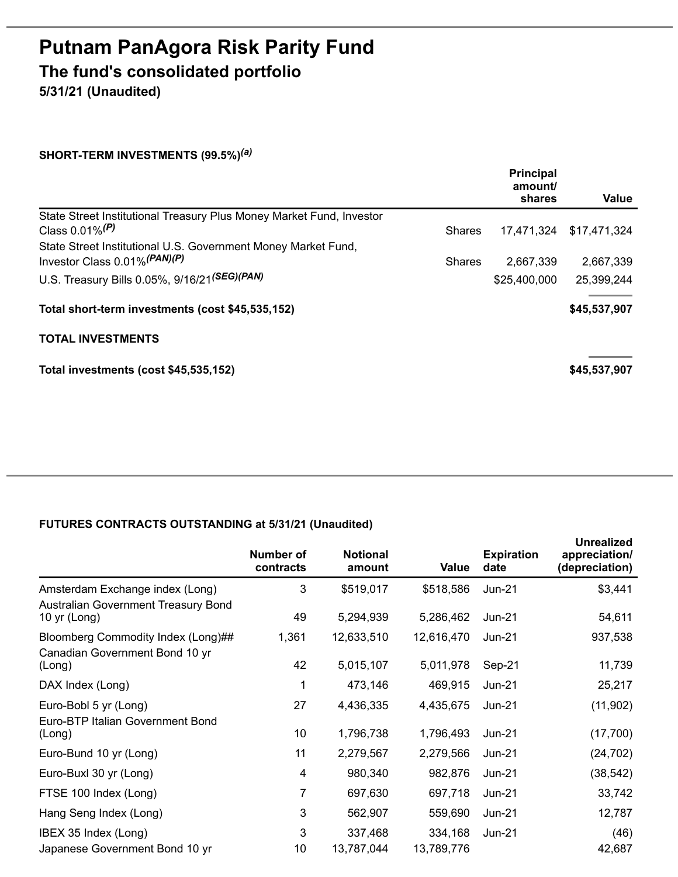# Putnam PanAgora Risk Parity Fund

## The fund's consolidated portfolio

**5/31/21 (Unaudited)**

**SHORT-TERM INVESTMENTS (99.5%)[(a)]**

| | | Principal amount/ shares | Value |
|---|---|---|---|
| State Street Institutional Treasury Plus Money Market Fund, Investor Class 0.01%[(P)] | Shares | 17,471,324 | $17,471,324 |
| State Street Institutional U.S. Government Money Market Fund, Investor Class 0.01%[(PAN)(P)] | Shares | 2,667,339 | 2,667,339 |
| U.S. Treasury Bills 0.05%, 9/16/21[(SEG)(PAN)] | | $25,400,000 | 25,399,244 |
| **Total short-term investments (cost $45,535,152)** | | | **$45,537,907** |
| **TOTAL INVESTMENTS** | | | |
| **Total investments (cost $45,535,152)** | | | **$45,537,907** |

**FUTURES CONTRACTS OUTSTANDING at 5/31/21 (Unaudited)**

| | Number of contracts | Notional amount | Value | Expiration date | Unrealized appreciation/ (depreciation) |
|---|---|---|---|---|---|
| Amsterdam Exchange index (Long) | 3 | $519,017 | $518,586 | Jun-21 | $3,441 |
| Australian Government Treasury Bond 10 yr (Long) | 49 | 5,294,939 | 5,286,462 | Jun-21 | 54,611 |
| Bloomberg Commodity Index (Long)## | 1,361 | 12,633,510 | 12,616,470 | Jun-21 | 937,538 |
| Canadian Government Bond 10 yr (Long) | 42 | 5,015,107 | 5,011,978 | Sep-21 | 11,739 |
| DAX Index (Long) | 1 | 473,146 | 469,915 | Jun-21 | 25,217 |
| Euro-Bobl 5 yr (Long) | 27 | 4,436,335 | 4,435,675 | Jun-21 | (11,902) |
| Euro-BTP Italian Government Bond (Long) | 10 | 1,796,738 | 1,796,493 | Jun-21 | (17,700) |
| Euro-Bund 10 yr (Long) | 11 | 2,279,567 | 2,279,566 | Jun-21 | (24,702) |
| Euro-Buxl 30 yr (Long) | 4 | 980,340 | 982,876 | Jun-21 | (38,542) |
| FTSE 100 Index (Long) | 7 | 697,630 | 697,718 | Jun-21 | 33,742 |
| Hang Seng Index (Long) | 3 | 562,907 | 559,690 | Jun-21 | 12,787 |
| IBEX 35 Index (Long) | 3 | 337,468 | 334,168 | Jun-21 | (46) |
| Japanese Government Bond 10 yr | 10 | 13,787,044 | 13,789,776 | | 42,687 |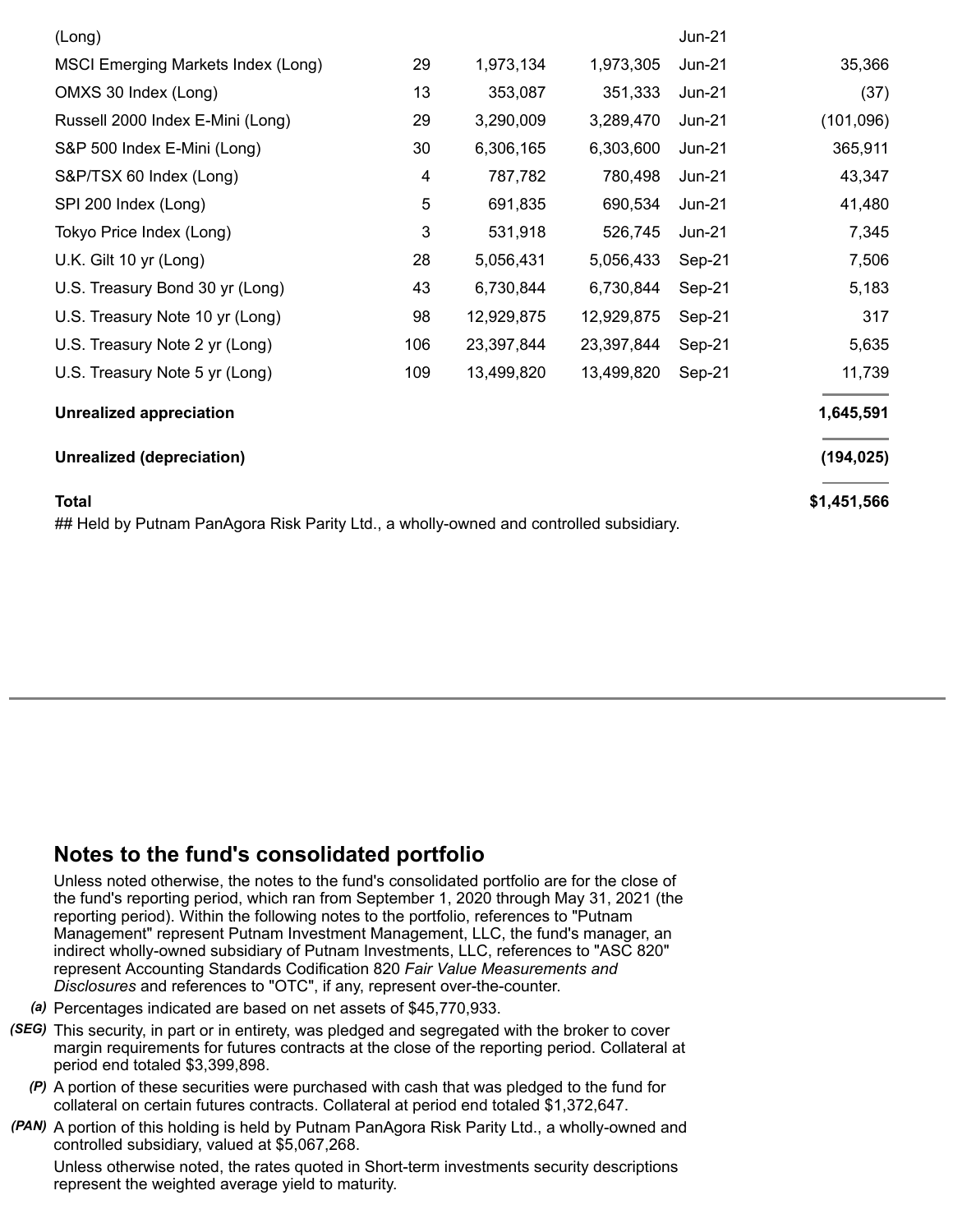| | | | | | |
|---|---|---|---|---|---|
| (Long) | | | | Jun-21 | |
| MSCI Emerging Markets Index (Long) | 29 | 1,973,134 | 1,973,305 | Jun-21 | 35,366 |
| OMXS 30 Index (Long) | 13 | 353,087 | 351,333 | Jun-21 | (37) |
| Russell 2000 Index E-Mini (Long) | 29 | 3,290,009 | 3,289,470 | Jun-21 | (101,096) |
| S&P 500 Index E-Mini (Long) | 30 | 6,306,165 | 6,303,600 | Jun-21 | 365,911 |
| S&P/TSX 60 Index (Long) | 4 | 787,782 | 780,498 | Jun-21 | 43,347 |
| SPI 200 Index (Long) | 5 | 691,835 | 690,534 | Jun-21 | 41,480 |
| Tokyo Price Index (Long) | 3 | 531,918 | 526,745 | Jun-21 | 7,345 |
| U.K. Gilt 10 yr (Long) | 28 | 5,056,431 | 5,056,433 | Sep-21 | 7,506 |
| U.S. Treasury Bond 30 yr (Long) | 43 | 6,730,844 | 6,730,844 | Sep-21 | 5,183 |
| U.S. Treasury Note 10 yr (Long) | 98 | 12,929,875 | 12,929,875 | Sep-21 | 317 |
| U.S. Treasury Note 2 yr (Long) | 106 | 23,397,844 | 23,397,844 | Sep-21 | 5,635 |
| U.S. Treasury Note 5 yr (Long) | 109 | 13,499,820 | 13,499,820 | Sep-21 | 11,739 |
| **Unrealized appreciation** | | | | | **1,645,591** |
| **Unrealized (depreciation)** | | | | | **(194,025)** |
| **Total** | | | | | **$1,451,566** |

## Held by Putnam PanAgora Risk Parity Ltd., a wholly-owned and controlled subsidiary.

## Notes to the fund's consolidated portfolio

Unless noted otherwise, the notes to the fund's consolidated portfolio are for the close of the fund's reporting period, which ran from September 1, 2020 through May 31, 2021 (the reporting period). Within the following notes to the portfolio, references to "Putnam Management" represent Putnam Investment Management, LLC, the fund's manager, an indirect wholly-owned subsidiary of Putnam Investments, LLC, references to "ASC 820" represent Accounting Standards Codification 820 *Fair Value Measurements and Disclosures* and references to "OTC", if any, represent over-the-counter.

*(a)* Percentages indicated are based on net assets of $45,770,933.

*(SEG)* This security, in part or in entirety, was pledged and segregated with the broker to cover margin requirements for futures contracts at the close of the reporting period. Collateral at period end totaled $3,399,898.

*(P)* A portion of these securities were purchased with cash that was pledged to the fund for collateral on certain futures contracts. Collateral at period end totaled $1,372,647.

*(PAN)* A portion of this holding is held by Putnam PanAgora Risk Parity Ltd., a wholly-owned and controlled subsidiary, valued at $5,067,268.

Unless otherwise noted, the rates quoted in Short-term investments security descriptions represent the weighted average yield to maturity.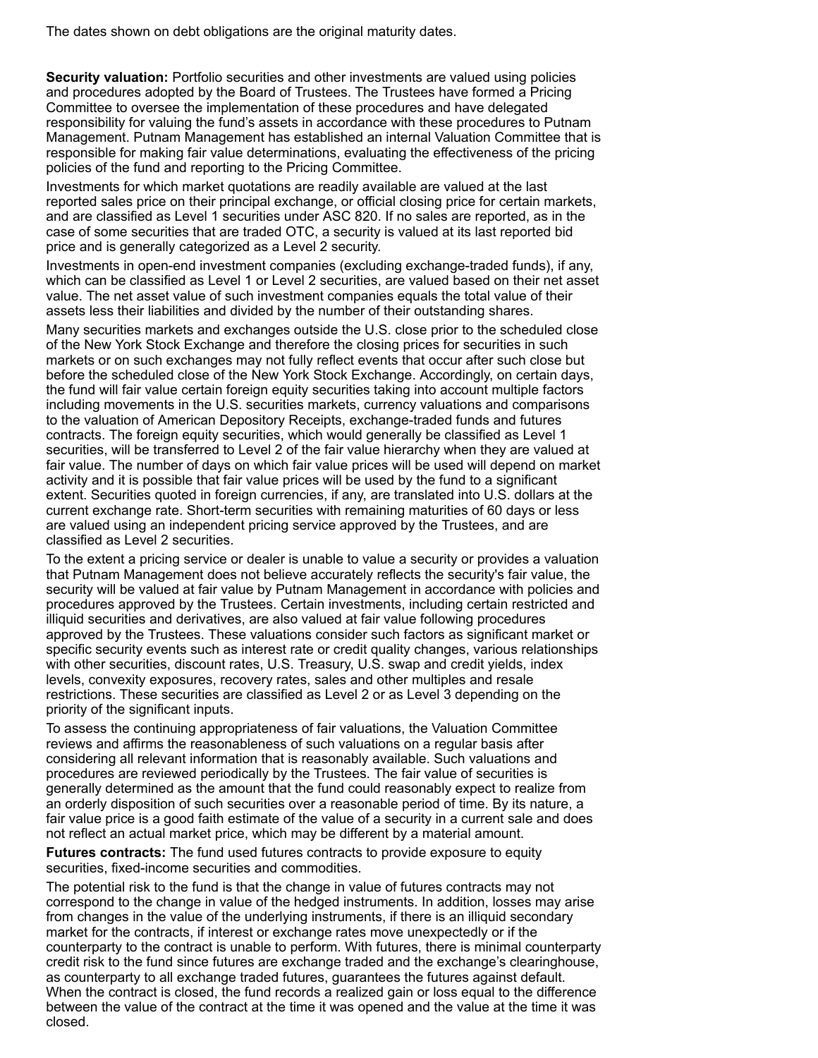The dates shown on debt obligations are the original maturity dates.

**Security valuation:** Portfolio securities and other investments are valued using policies and procedures adopted by the Board of Trustees. The Trustees have formed a Pricing Committee to oversee the implementation of these procedures and have delegated responsibility for valuing the fund's assets in accordance with these procedures to Putnam Management. Putnam Management has established an internal Valuation Committee that is responsible for making fair value determinations, evaluating the effectiveness of the pricing policies of the fund and reporting to the Pricing Committee.

Investments for which market quotations are readily available are valued at the last reported sales price on their principal exchange, or official closing price for certain markets, and are classified as Level 1 securities under ASC 820. If no sales are reported, as in the case of some securities that are traded OTC, a security is valued at its last reported bid price and is generally categorized as a Level 2 security.

Investments in open-end investment companies (excluding exchange-traded funds), if any, which can be classified as Level 1 or Level 2 securities, are valued based on their net asset value. The net asset value of such investment companies equals the total value of their assets less their liabilities and divided by the number of their outstanding shares.

Many securities markets and exchanges outside the U.S. close prior to the scheduled close of the New York Stock Exchange and therefore the closing prices for securities in such markets or on such exchanges may not fully reflect events that occur after such close but before the scheduled close of the New York Stock Exchange. Accordingly, on certain days, the fund will fair value certain foreign equity securities taking into account multiple factors including movements in the U.S. securities markets, currency valuations and comparisons to the valuation of American Depository Receipts, exchange-traded funds and futures contracts. The foreign equity securities, which would generally be classified as Level 1 securities, will be transferred to Level 2 of the fair value hierarchy when they are valued at fair value. The number of days on which fair value prices will be used will depend on market activity and it is possible that fair value prices will be used by the fund to a significant extent. Securities quoted in foreign currencies, if any, are translated into U.S. dollars at the current exchange rate. Short-term securities with remaining maturities of 60 days or less are valued using an independent pricing service approved by the Trustees, and are classified as Level 2 securities.

To the extent a pricing service or dealer is unable to value a security or provides a valuation that Putnam Management does not believe accurately reflects the security's fair value, the security will be valued at fair value by Putnam Management in accordance with policies and procedures approved by the Trustees. Certain investments, including certain restricted and illiquid securities and derivatives, are also valued at fair value following procedures approved by the Trustees. These valuations consider such factors as significant market or specific security events such as interest rate or credit quality changes, various relationships with other securities, discount rates, U.S. Treasury, U.S. swap and credit yields, index levels, convexity exposures, recovery rates, sales and other multiples and resale restrictions. These securities are classified as Level 2 or as Level 3 depending on the priority of the significant inputs.

To assess the continuing appropriateness of fair valuations, the Valuation Committee reviews and affirms the reasonableness of such valuations on a regular basis after considering all relevant information that is reasonably available. Such valuations and procedures are reviewed periodically by the Trustees. The fair value of securities is generally determined as the amount that the fund could reasonably expect to realize from an orderly disposition of such securities over a reasonable period of time. By its nature, a fair value price is a good faith estimate of the value of a security in a current sale and does not reflect an actual market price, which may be different by a material amount.

**Futures contracts:** The fund used futures contracts to provide exposure to equity securities, fixed-income securities and commodities.

The potential risk to the fund is that the change in value of futures contracts may not correspond to the change in value of the hedged instruments. In addition, losses may arise from changes in the value of the underlying instruments, if there is an illiquid secondary market for the contracts, if interest or exchange rates move unexpectedly or if the counterparty to the contract is unable to perform. With futures, there is minimal counterparty credit risk to the fund since futures are exchange traded and the exchange's clearinghouse, as counterparty to all exchange traded futures, guarantees the futures against default. When the contract is closed, the fund records a realized gain or loss equal to the difference between the value of the contract at the time it was opened and the value at the time it was closed.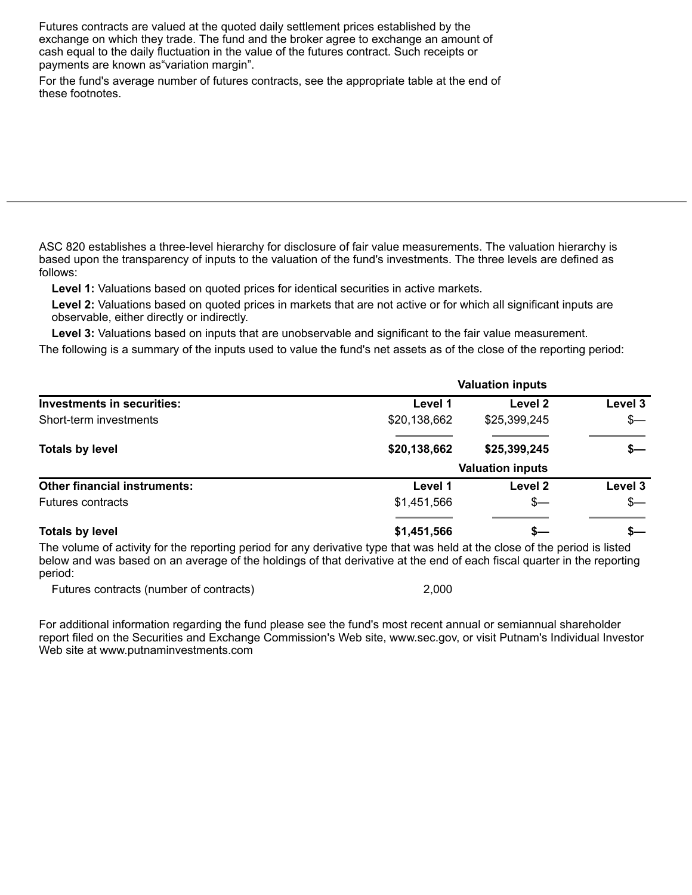Futures contracts are valued at the quoted daily settlement prices established by the exchange on which they trade. The fund and the broker agree to exchange an amount of cash equal to the daily fluctuation in the value of the futures contract. Such receipts or payments are known as"variation margin".

For the fund's average number of futures contracts, see the appropriate table at the end of these footnotes.

---

ASC 820 establishes a three-level hierarchy for disclosure of fair value measurements. The valuation hierarchy is based upon the transparency of inputs to the valuation of the fund's investments. The three levels are defined as follows:

**Level 1:** Valuations based on quoted prices for identical securities in active markets.

**Level 2:** Valuations based on quoted prices in markets that are not active or for which all significant inputs are observable, either directly or indirectly.

**Level 3:** Valuations based on inputs that are unobservable and significant to the fair value measurement.

The following is a summary of the inputs used to value the fund's net assets as of the close of the reporting period:

| | Valuation inputs | | |
|---|---|---|---|
| **Investments in securities:** | **Level 1** | **Level 2** | **Level 3** |
| Short-term investments | $20,138,662 | $25,399,245 | $— |
| **Totals by level** | **$20,138,662** | **$25,399,245** | **$—** |

| | Valuation inputs | | |
|---|---|---|---|
| **Other financial instruments:** | **Level 1** | **Level 2** | **Level 3** |
| Futures contracts | $1,451,566 | $— | $— |
| **Totals by level** | **$1,451,566** | **$—** | **$—** |

The volume of activity for the reporting period for any derivative type that was held at the close of the period is listed below and was based on an average of the holdings of that derivative at the end of each fiscal quarter in the reporting period:

| | |
|---|---|
| Futures contracts (number of contracts) | 2,000 |

For additional information regarding the fund please see the fund's most recent annual or semiannual shareholder report filed on the Securities and Exchange Commission's Web site, www.sec.gov, or visit Putnam's Individual Investor Web site at www.putnaminvestments.com